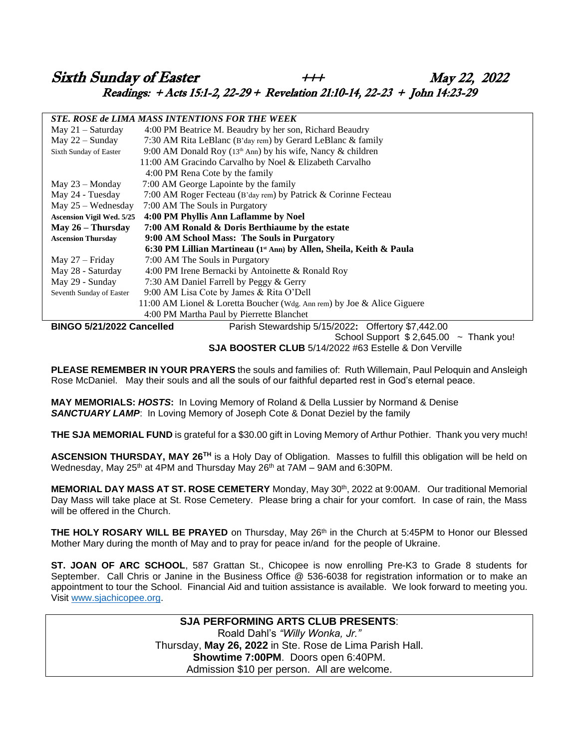# Sixth Sunday of Easter +++ May 22, 2022

## Readings: + Acts 15:1-2, 22-29 + Revelation 21:10-14, 22-23 + John 14:23-29

| ***STE. ROSE de LIMA MASS INTENTIONS FOR THE WEEK*** | |
|---|---|
| May 21 – Saturday | 4:00 PM Beatrice M. Beaudry by her son, Richard Beaudry |
| May 22 – Sunday | 7:30 AM Rita LeBlanc (B'day rem) by Gerard LeBlanc & family |
| Sixth Sunday of Easter | 9:00 AM Donald Roy (13th Ann) by his wife, Nancy & children |
| | 11:00 AM Gracindo Carvalho by Noel & Elizabeth Carvalho |
| | 4:00 PM Rena Cote by the family |
| May 23 – Monday | 7:00 AM George Lapointe by the family |
| May 24 - Tuesday | 7:00 AM Roger Fecteau (B'day rem) by Patrick & Corinne Fecteau |
| May 25 – Wednesday | 7:00 AM The Souls in Purgatory |
| **Ascension Vigil Wed. 5/25** | **4:00 PM Phyllis Ann Laflamme by Noel** |
| **May 26 – Thursday** | **7:00 AM Ronald & Doris Berthiaume by the estate** |
| **Ascension Thursday** | **9:00 AM School Mass: The Souls in Purgatory** |
| | **6:30 PM Lillian Martineau (1st Ann) by Allen, Sheila, Keith & Paula** |
| May 27 – Friday | 7:00 AM The Souls in Purgatory |
| May 28 - Saturday | 4:00 PM Irene Bernacki by Antoinette & Ronald Roy |
| May 29 - Sunday | 7:30 AM Daniel Farrell by Peggy & Gerry |
| Seventh Sunday of Easter | 9:00 AM Lisa Cote by James & Rita O'Dell |
| | 11:00 AM Lionel & Loretta Boucher (Wdg. Ann rem) by Joe & Alice Giguere |
| | 4:00 PM Martha Paul by Pierrette Blanchet |

**BINGO 5/21/2022 Cancelled** Parish Stewardship 5/15/2022**:** Offertory $7,442.00
School Support $ 2,645.00 ~ Thank you!

**SJA BOOSTER CLUB** 5/14/2022 #63 Estelle & Don Verville

**PLEASE REMEMBER IN YOUR PRAYERS** the souls and families of: Ruth Willemain, Paul Peloquin and Ansleigh Rose McDaniel. May their souls and all the souls of our faithful departed rest in God's eternal peace.

**MAY MEMORIALS:** ***HOSTS*****:** In Loving Memory of Roland & Della Lussier by Normand & Denise
***SANCTUARY LAMP***: In Loving Memory of Joseph Cote & Donat Deziel by the family

**THE SJA MEMORIAL FUND** is grateful for a $30.00 gift in Loving Memory of Arthur Pothier. Thank you very much!

**ASCENSION THURSDAY, MAY 26TH** is a Holy Day of Obligation. Masses to fulfill this obligation will be held on Wednesday, May 25th at 4PM and Thursday May 26th at 7AM – 9AM and 6:30PM.

**MEMORIAL DAY MASS AT ST. ROSE CEMETERY** Monday, May 30th, 2022 at 9:00AM. Our traditional Memorial Day Mass will take place at St. Rose Cemetery. Please bring a chair for your comfort. In case of rain, the Mass will be offered in the Church.

**THE HOLY ROSARY WILL BE PRAYED** on Thursday, May 26th in the Church at 5:45PM to Honor our Blessed Mother Mary during the month of May and to pray for peace in/and for the people of Ukraine.

**ST. JOAN OF ARC SCHOOL**, 587 Grattan St., Chicopee is now enrolling Pre-K3 to Grade 8 students for September. Call Chris or Janine in the Business Office @ 536-6038 for registration information or to make an appointment to tour the School. Financial Aid and tuition assistance is available. We look forward to meeting you. Visit www.sjachicopee.org.

**SJA PERFORMING ARTS CLUB PRESENTS**:
Roald Dahl's *"Willy Wonka, Jr."*
Thursday, **May 26, 2022** in Ste. Rose de Lima Parish Hall.
**Showtime 7:00PM**. Doors open 6:40PM.
Admission $10 per person. All are welcome.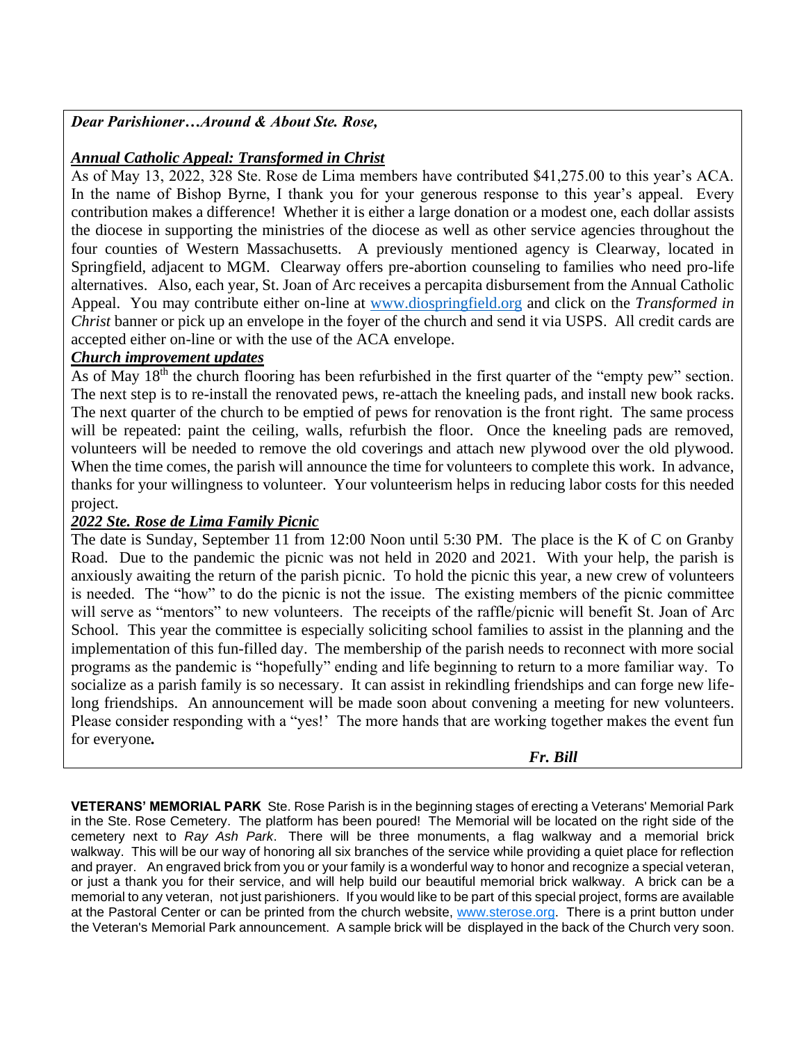***Dear Parishioner…Around & About Ste. Rose,***

***Annual Catholic Appeal: Transformed in Christ***

As of May 13, 2022, 328 Ste. Rose de Lima members have contributed $41,275.00 to this year's ACA. In the name of Bishop Byrne, I thank you for your generous response to this year's appeal. Every contribution makes a difference! Whether it is either a large donation or a modest one, each dollar assists the diocese in supporting the ministries of the diocese as well as other service agencies throughout the four counties of Western Massachusetts. A previously mentioned agency is Clearway, located in Springfield, adjacent to MGM. Clearway offers pre-abortion counseling to families who need pro-life alternatives. Also, each year, St. Joan of Arc receives a percapita disbursement from the Annual Catholic Appeal. You may contribute either on-line at www.diospringfield.org and click on the *Transformed in Christ* banner or pick up an envelope in the foyer of the church and send it via USPS. All credit cards are accepted either on-line or with the use of the ACA envelope.

***Church improvement updates***

As of May 18th the church flooring has been refurbished in the first quarter of the "empty pew" section. The next step is to re-install the renovated pews, re-attach the kneeling pads, and install new book racks. The next quarter of the church to be emptied of pews for renovation is the front right. The same process will be repeated: paint the ceiling, walls, refurbish the floor. Once the kneeling pads are removed, volunteers will be needed to remove the old coverings and attach new plywood over the old plywood. When the time comes, the parish will announce the time for volunteers to complete this work. In advance, thanks for your willingness to volunteer. Your volunteerism helps in reducing labor costs for this needed project.

***2022 Ste. Rose de Lima Family Picnic***

The date is Sunday, September 11 from 12:00 Noon until 5:30 PM. The place is the K of C on Granby Road. Due to the pandemic the picnic was not held in 2020 and 2021. With your help, the parish is anxiously awaiting the return of the parish picnic. To hold the picnic this year, a new crew of volunteers is needed. The "how" to do the picnic is not the issue. The existing members of the picnic committee will serve as "mentors" to new volunteers. The receipts of the raffle/picnic will benefit St. Joan of Arc School. This year the committee is especially soliciting school families to assist in the planning and the implementation of this fun-filled day. The membership of the parish needs to reconnect with more social programs as the pandemic is "hopefully" ending and life beginning to return to a more familiar way. To socialize as a parish family is so necessary. It can assist in rekindling friendships and can forge new life-long friendships. An announcement will be made soon about convening a meeting for new volunteers. Please consider responding with a "yes!' The more hands that are working together makes the event fun for everyone.

***Fr. Bill***

**VETERANS' MEMORIAL PARK** Ste. Rose Parish is in the beginning stages of erecting a Veterans' Memorial Park in the Ste. Rose Cemetery. The platform has been poured! The Memorial will be located on the right side of the cemetery next to *Ray Ash Park*. There will be three monuments, a flag walkway and a memorial brick walkway. This will be our way of honoring all six branches of the service while providing a quiet place for reflection and prayer. An engraved brick from you or your family is a wonderful way to honor and recognize a special veteran, or just a thank you for their service, and will help build our beautiful memorial brick walkway. A brick can be a memorial to any veteran, not just parishioners. If you would like to be part of this special project, forms are available at the Pastoral Center or can be printed from the church website, www.sterose.org. There is a print button under the Veteran's Memorial Park announcement. A sample brick will be displayed in the back of the Church very soon.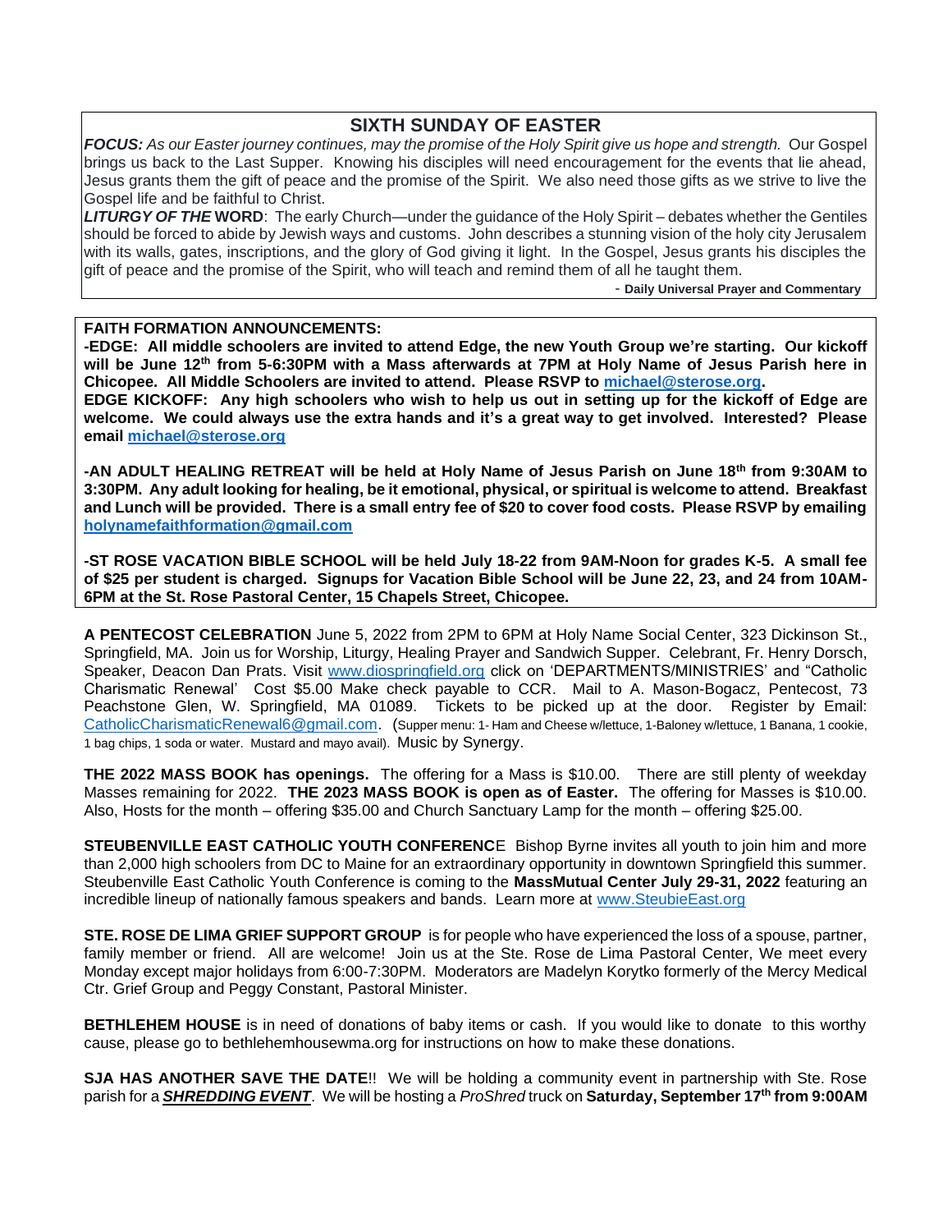## SIXTH SUNDAY OF EASTER

***FOCUS:*** *As our Easter journey continues, may the promise of the Holy Spirit give us hope and strength.* Our Gospel brings us back to the Last Supper. Knowing his disciples will need encouragement for the events that lie ahead, Jesus grants them the gift of peace and the promise of the Spirit. We also need those gifts as we strive to live the Gospel life and be faithful to Christ.

***LITURGY OF THE* WORD**: The early Church—under the guidance of the Holy Spirit – debates whether the Gentiles should be forced to abide by Jewish ways and customs. John describes a stunning vision of the holy city Jerusalem with its walls, gates, inscriptions, and the glory of God giving it light. In the Gospel, Jesus grants his disciples the gift of peace and the promise of the Spirit, who will teach and remind them of all he taught them.

- **Daily Universal Prayer and Commentary**

**FAITH FORMATION ANNOUNCEMENTS:**

**-EDGE: All middle schoolers are invited to attend Edge, the new Youth Group we're starting. Our kickoff will be June 12th from 5-6:30PM with a Mass afterwards at 7PM at Holy Name of Jesus Parish here in Chicopee. All Middle Schoolers are invited to attend. Please RSVP to michael@sterose.org.**

**EDGE KICKOFF: Any high schoolers who wish to help us out in setting up for the kickoff of Edge are welcome. We could always use the extra hands and it's a great way to get involved. Interested? Please email michael@sterose.org**

**-AN ADULT HEALING RETREAT will be held at Holy Name of Jesus Parish on June 18th from 9:30AM to 3:30PM. Any adult looking for healing, be it emotional, physical, or spiritual is welcome to attend. Breakfast and Lunch will be provided. There is a small entry fee of $20 to cover food costs. Please RSVP by emailing holynamefaithformation@gmail.com**

**-ST ROSE VACATION BIBLE SCHOOL will be held July 18-22 from 9AM-Noon for grades K-5. A small fee of $25 per student is charged. Signups for Vacation Bible School will be June 22, 23, and 24 from 10AM-6PM at the St. Rose Pastoral Center, 15 Chapels Street, Chicopee.**

**A PENTECOST CELEBRATION** June 5, 2022 from 2PM to 6PM at Holy Name Social Center, 323 Dickinson St., Springfield, MA. Join us for Worship, Liturgy, Healing Prayer and Sandwich Supper. Celebrant, Fr. Henry Dorsch, Speaker, Deacon Dan Prats. Visit www.diospringfield.org click on 'DEPARTMENTS/MINISTRIES' and "Catholic Charismatic Renewal' Cost $5.00 Make check payable to CCR. Mail to A. Mason-Bogacz, Pentecost, 73 Peachstone Glen, W. Springfield, MA 01089. Tickets to be picked up at the door. Register by Email: CatholicCharismaticRenewal6@gmail.com. (Supper menu: 1- Ham and Cheese w/lettuce, 1-Baloney w/lettuce, 1 Banana, 1 cookie, 1 bag chips, 1 soda or water. Mustard and mayo avail). Music by Synergy.

**THE 2022 MASS BOOK has openings.** The offering for a Mass is $10.00. There are still plenty of weekday Masses remaining for 2022. **THE 2023 MASS BOOK is open as of Easter.** The offering for Masses is $10.00. Also, Hosts for the month – offering $35.00 and Church Sanctuary Lamp for the month – offering $25.00.

**STEUBENVILLE EAST CATHOLIC YOUTH CONFERENC**E Bishop Byrne invites all youth to join him and more than 2,000 high schoolers from DC to Maine for an extraordinary opportunity in downtown Springfield this summer. Steubenville East Catholic Youth Conference is coming to the **MassMutual Center July 29-31, 2022** featuring an incredible lineup of nationally famous speakers and bands. Learn more at www.SteubieEast.org

**STE. ROSE DE LIMA GRIEF SUPPORT GROUP** is for people who have experienced the loss of a spouse, partner, family member or friend. All are welcome! Join us at the Ste. Rose de Lima Pastoral Center, We meet every Monday except major holidays from 6:00-7:30PM. Moderators are Madelyn Korytko formerly of the Mercy Medical Ctr. Grief Group and Peggy Constant, Pastoral Minister.

**BETHLEHEM HOUSE** is in need of donations of baby items or cash. If you would like to donate to this worthy cause, please go to bethlehemhousewma.org for instructions on how to make these donations.

**SJA HAS ANOTHER SAVE THE DATE**!! We will be holding a community event in partnership with Ste. Rose parish for a ***SHREDDING EVENT***. We will be hosting a *ProShred* truck on **Saturday, September 17th from 9:00AM**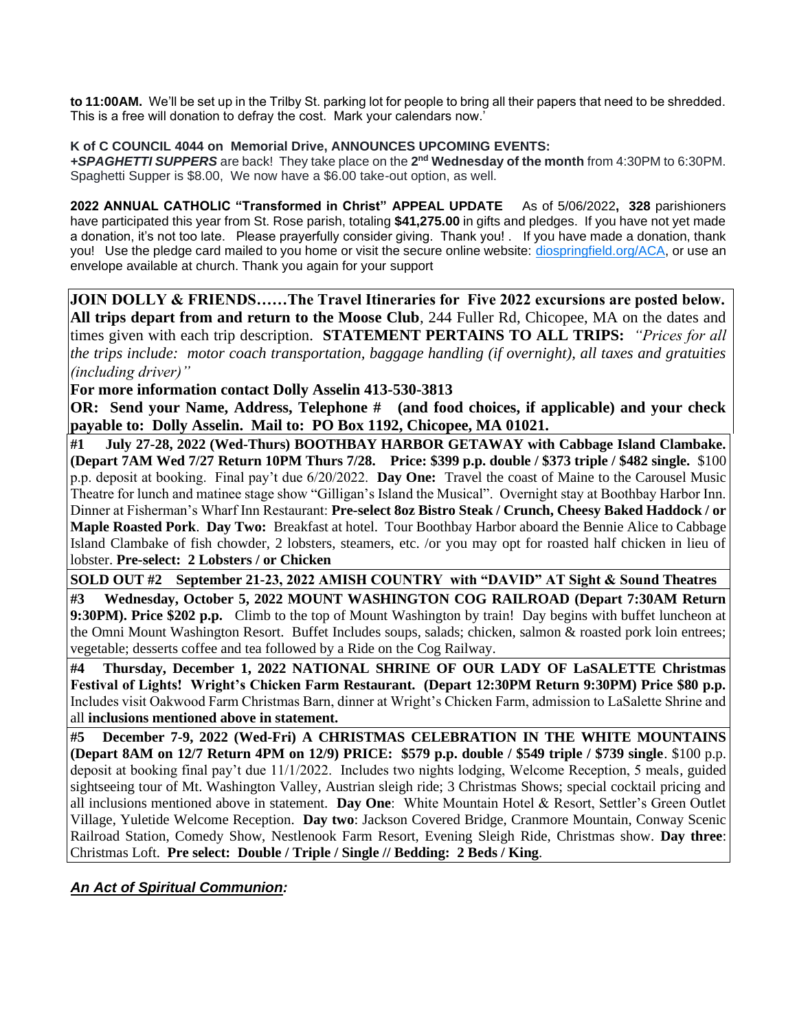**to 11:00AM.** We'll be set up in the Trilby St. parking lot for people to bring all their papers that need to be shredded. This is a free will donation to defray the cost. Mark your calendars now.'

**K of C COUNCIL 4044 on Memorial Drive, ANNOUNCES UPCOMING EVENTS:**
***+SPAGHETTI SUPPERS*** are back! They take place on the **2nd Wednesday of the month** from 4:30PM to 6:30PM. Spaghetti Supper is $8.00, We now have a $6.00 take-out option, as well.

**2022 ANNUAL CATHOLIC "Transformed in Christ" APPEAL UPDATE** As of 5/06/2022**, 328** parishioners have participated this year from St. Rose parish, totaling **$41,275.00** in gifts and pledges. If you have not yet made a donation, it's not too late. Please prayerfully consider giving. Thank you! . If you have made a donation, thank you! Use the pledge card mailed to you home or visit the secure online website: diospringfield.org/ACA, or use an envelope available at church. Thank you again for your support

**JOIN DOLLY & FRIENDS……The Travel Itineraries for Five 2022 excursions are posted below. All trips depart from and return to the Moose Club**, 244 Fuller Rd, Chicopee, MA on the dates and times given with each trip description. **STATEMENT PERTAINS TO ALL TRIPS:** *"Prices for all the trips include: motor coach transportation, baggage handling (if overnight), all taxes and gratuities (including driver)"*

**For more information contact Dolly Asselin 413-530-3813**

**OR: Send your Name, Address, Telephone # (and food choices, if applicable) and your check payable to: Dolly Asselin. Mail to: PO Box 1192, Chicopee, MA 01021.**

**#1 July 27-28, 2022 (Wed-Thurs) BOOTHBAY HARBOR GETAWAY with Cabbage Island Clambake. (Depart 7AM Wed 7/27 Return 10PM Thurs 7/28. Price: $399 p.p. double / $373 triple / $482 single.** $100 p.p. deposit at booking. Final pay't due 6/20/2022. **Day One:** Travel the coast of Maine to the Carousel Music Theatre for lunch and matinee stage show "Gilligan's Island the Musical". Overnight stay at Boothbay Harbor Inn. Dinner at Fisherman's Wharf Inn Restaurant: **Pre-select 8oz Bistro Steak / Crunch, Cheesy Baked Haddock / or Maple Roasted Pork**. **Day Two:** Breakfast at hotel. Tour Boothbay Harbor aboard the Bennie Alice to Cabbage Island Clambake of fish chowder, 2 lobsters, steamers, etc. /or you may opt for roasted half chicken in lieu of lobster. **Pre-select: 2 Lobsters / or Chicken**

**SOLD OUT #2 September 21-23, 2022 AMISH COUNTRY with "DAVID" AT Sight & Sound Theatres**

**#3 Wednesday, October 5, 2022 MOUNT WASHINGTON COG RAILROAD (Depart 7:30AM Return 9:30PM). Price $202 p.p.** Climb to the top of Mount Washington by train! Day begins with buffet luncheon at the Omni Mount Washington Resort. Buffet Includes soups, salads; chicken, salmon & roasted pork loin entrees; vegetable; desserts coffee and tea followed by a Ride on the Cog Railway.

**#4 Thursday, December 1, 2022 NATIONAL SHRINE OF OUR LADY OF LaSALETTE Christmas Festival of Lights! Wright's Chicken Farm Restaurant. (Depart 12:30PM Return 9:30PM) Price $80 p.p.** Includes visit Oakwood Farm Christmas Barn, dinner at Wright's Chicken Farm, admission to LaSalette Shrine and all **inclusions mentioned above in statement.**

**#5 December 7-9, 2022 (Wed-Fri) A CHRISTMAS CELEBRATION IN THE WHITE MOUNTAINS (Depart 8AM on 12/7 Return 4PM on 12/9) PRICE: $579 p.p. double / $549 triple / $739 single**. $100 p.p. deposit at booking final pay't due 11/1/2022. Includes two nights lodging, Welcome Reception, 5 meals, guided sightseeing tour of Mt. Washington Valley, Austrian sleigh ride; 3 Christmas Shows; special cocktail pricing and all inclusions mentioned above in statement. **Day One**: White Mountain Hotel & Resort, Settler's Green Outlet Village, Yuletide Welcome Reception. **Day two**: Jackson Covered Bridge, Cranmore Mountain, Conway Scenic Railroad Station, Comedy Show, Nestlenook Farm Resort, Evening Sleigh Ride, Christmas show. **Day three**: Christmas Loft. **Pre select: Double / Triple / Single // Bedding: 2 Beds / King**.

***An Act of Spiritual Communion:***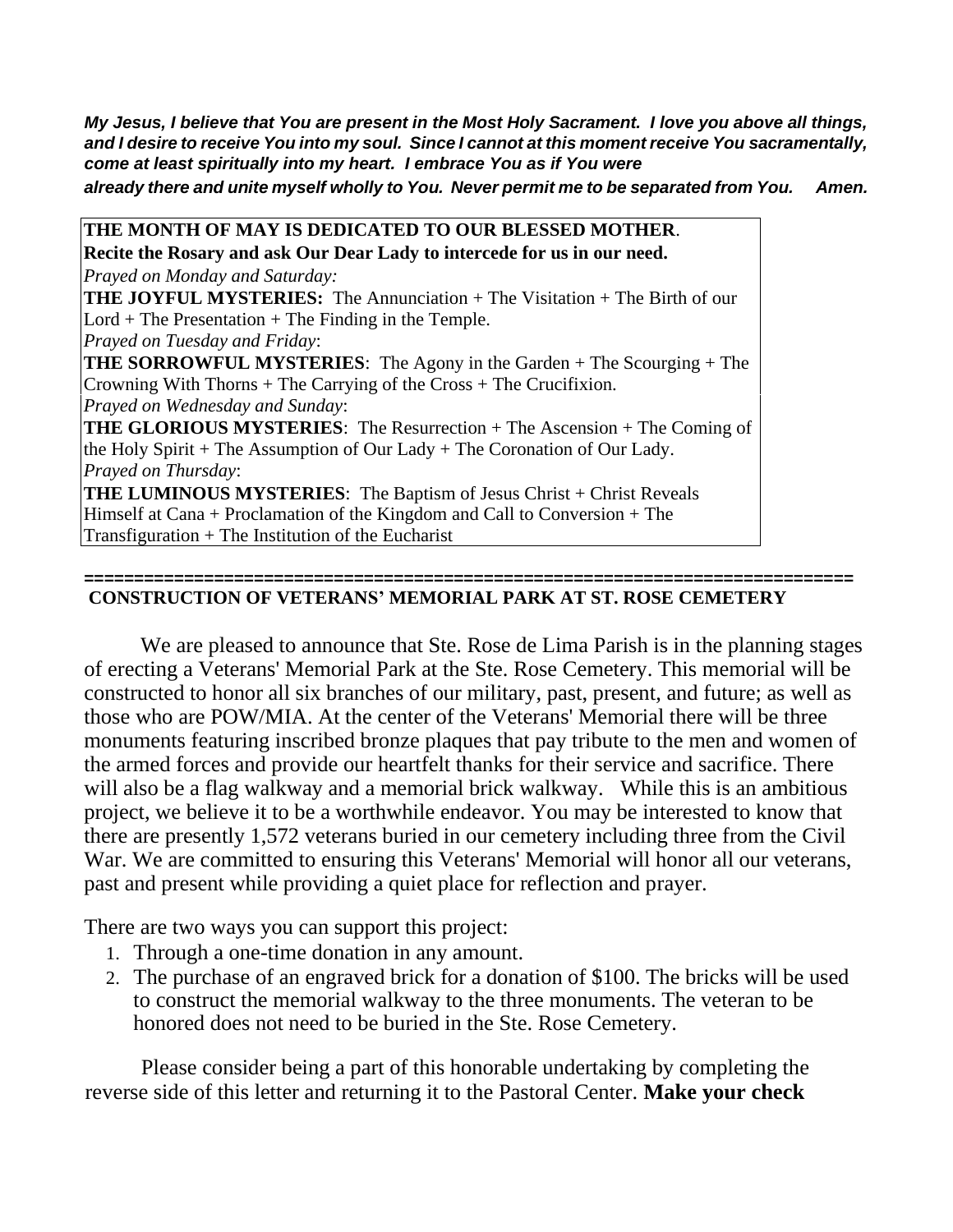***My Jesus, I believe that You are present in the Most Holy Sacrament. I love you above all things, and I desire to receive You into my soul. Since I cannot at this moment receive You sacramentally, come at least spiritually into my heart. I embrace You as if You were already there and unite myself wholly to You. Never permit me to be separated from You. Amen.***

**THE MONTH OF MAY IS DEDICATED TO OUR BLESSED MOTHER**.
**Recite the Rosary and ask Our Dear Lady to intercede for us in our need.**

*Prayed on Monday and Saturday:*
**THE JOYFUL MYSTERIES:** The Annunciation + The Visitation + The Birth of our Lord + The Presentation + The Finding in the Temple.

*Prayed on Tuesday and Friday*:
**THE SORROWFUL MYSTERIES**: The Agony in the Garden + The Scourging + The Crowning With Thorns + The Carrying of the Cross + The Crucifixion.

*Prayed on Wednesday and Sunday*:
**THE GLORIOUS MYSTERIES**: The Resurrection + The Ascension + The Coming of the Holy Spirit + The Assumption of Our Lady + The Coronation of Our Lady.

*Prayed on Thursday*:
**THE LUMINOUS MYSTERIES**: The Baptism of Jesus Christ + Christ Reveals Himself at Cana + Proclamation of the Kingdom and Call to Conversion + The Transfiguration + The Institution of the Eucharist

---

## CONSTRUCTION OF VETERANS' MEMORIAL PARK AT ST. ROSE CEMETERY

We are pleased to announce that Ste. Rose de Lima Parish is in the planning stages of erecting a Veterans' Memorial Park at the Ste. Rose Cemetery. This memorial will be constructed to honor all six branches of our military, past, present, and future; as well as those who are POW/MIA. At the center of the Veterans' Memorial there will be three monuments featuring inscribed bronze plaques that pay tribute to the men and women of the armed forces and provide our heartfelt thanks for their service and sacrifice. There will also be a flag walkway and a memorial brick walkway. While this is an ambitious project, we believe it to be a worthwhile endeavor. You may be interested to know that there are presently 1,572 veterans buried in our cemetery including three from the Civil War. We are committed to ensuring this Veterans' Memorial will honor all our veterans, past and present while providing a quiet place for reflection and prayer.

There are two ways you can support this project:

1. Through a one-time donation in any amount.
2. The purchase of an engraved brick for a donation of $100. The bricks will be used to construct the memorial walkway to the three monuments. The veteran to be honored does not need to be buried in the Ste. Rose Cemetery.

Please consider being a part of this honorable undertaking by completing the reverse side of this letter and returning it to the Pastoral Center. **Make your check**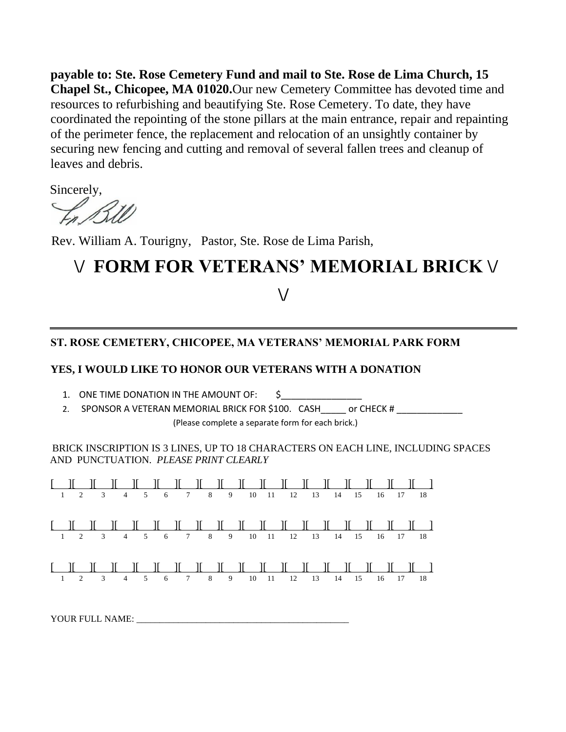**payable to: Ste. Rose Cemetery Fund and mail to Ste. Rose de Lima Church, 15 Chapel St., Chicopee, MA 01020.**Our new Cemetery Committee has devoted time and resources to refurbishing and beautifying Ste. Rose Cemetery. To date, they have coordinated the repointing of the stone pillars at the main entrance, repair and repainting of the perimeter fence, the replacement and relocation of an unsightly container by securing new fencing and cutting and removal of several fallen trees and cleanup of leaves and debris.

Sincerely,

Fr. Bill

Rev. William A. Tourigny, Pastor, Ste. Rose de Lima Parish,

# \/ FORM FOR VETERANS' MEMORIAL BRICK \/ \/

---

**ST. ROSE CEMETERY, CHICOPEE, MA VETERANS' MEMORIAL PARK FORM**

**YES, I WOULD LIKE TO HONOR OUR VETERANS WITH A DONATION**

1. ONE TIME DONATION IN THE AMOUNT OF: $________________
2. SPONSOR A VETERAN MEMORIAL BRICK FOR $100. CASH_____ or CHECK # _____________

(Please complete a separate form for each brick.)

BRICK INSCRIPTION IS 3 LINES, UP TO 18 CHARACTERS ON EACH LINE, INCLUDING SPACES AND PUNCTUATION. *PLEASE PRINT CLEARLY*

[__][__][__][__][__][__][__][__][__][__][__][__][__][__][__][__][__][__]
1 2 3 4 5 6 7 8 9 10 11 12 13 14 15 16 17 18

[__][__][__][__][__][__][__][__][__][__][__][__][__][__][__][__][__][__]
1 2 3 4 5 6 7 8 9 10 11 12 13 14 15 16 17 18

[__][__][__][__][__][__][__][__][__][__][__][__][__][__][__][__][__][__]
1 2 3 4 5 6 7 8 9 10 11 12 13 14 15 16 17 18

YOUR FULL NAME: ________________________________________________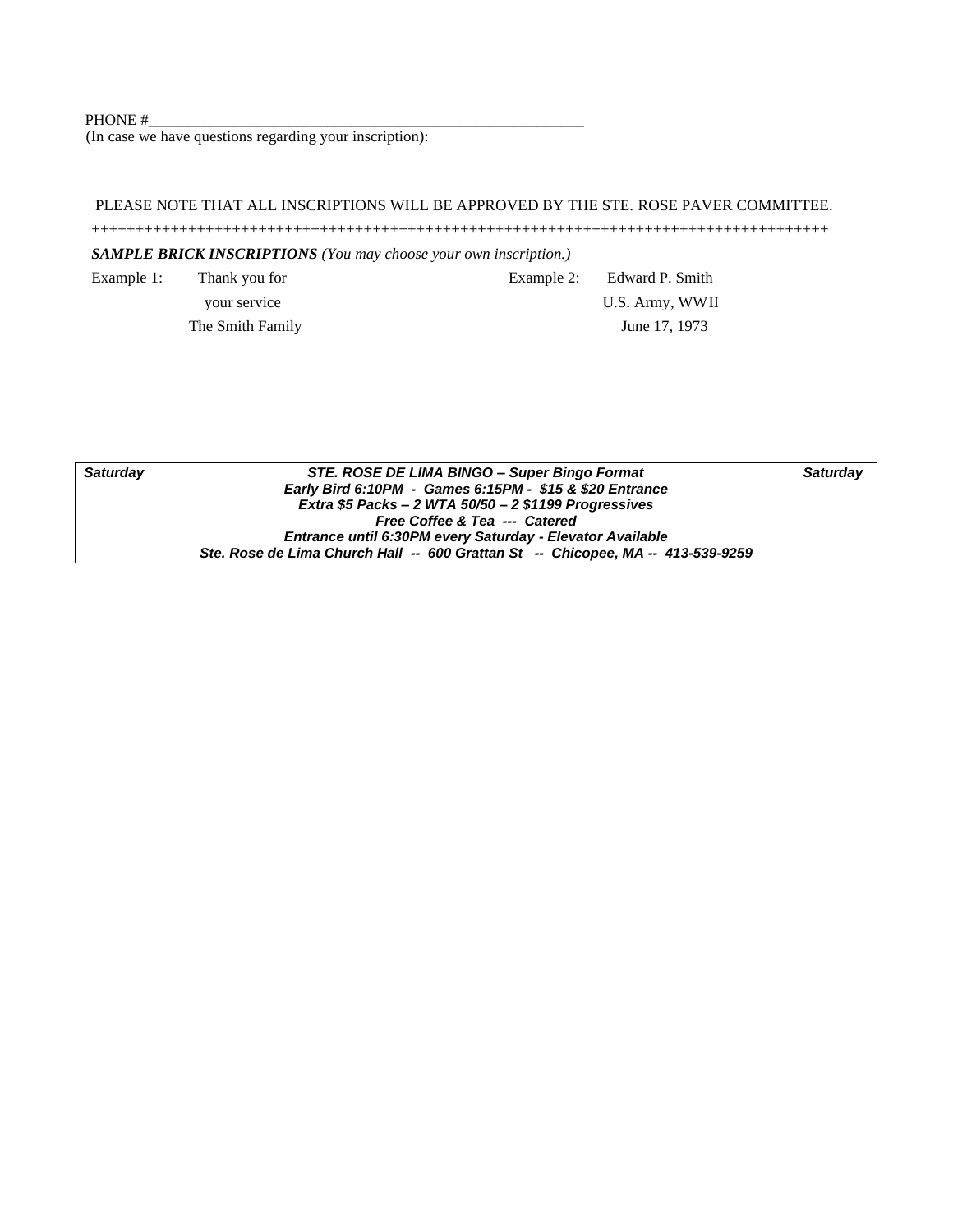PHONE #____________________________________________________________
(In case we have questions regarding your inscription):

PLEASE NOTE THAT ALL INSCRIPTIONS WILL BE APPROVED BY THE STE. ROSE PAVER COMMITTEE.

++++++++++++++++++++++++++++++++++++++++++++++++++++++++++++++++++++++++++++++++++++

***SAMPLE BRICK INSCRIPTIONS*** *(You may choose your own inscription.)*

Example 1:

Thank you for
your service
The Smith Family

Example 2:

Edward P. Smith
U.S. Army, WWII
June 17, 1973

| | | |
|---|---|---|
| ***Saturday*** | ***STE. ROSE DE LIMA BINGO – Super Bingo Format*** | ***Saturday*** |
| | ***Early Bird 6:10PM - Games 6:15PM - $15 & $20 Entrance*** | |
| | ***Extra $5 Packs – 2 WTA 50/50 – 2 $1199 Progressives*** | |
| | ***Free Coffee & Tea --- Catered*** | |
| | ***Entrance until 6:30PM every Saturday - Elevator Available*** | |
| | ***Ste. Rose de Lima Church Hall -- 600 Grattan St -- Chicopee, MA -- 413-539-9259*** | |